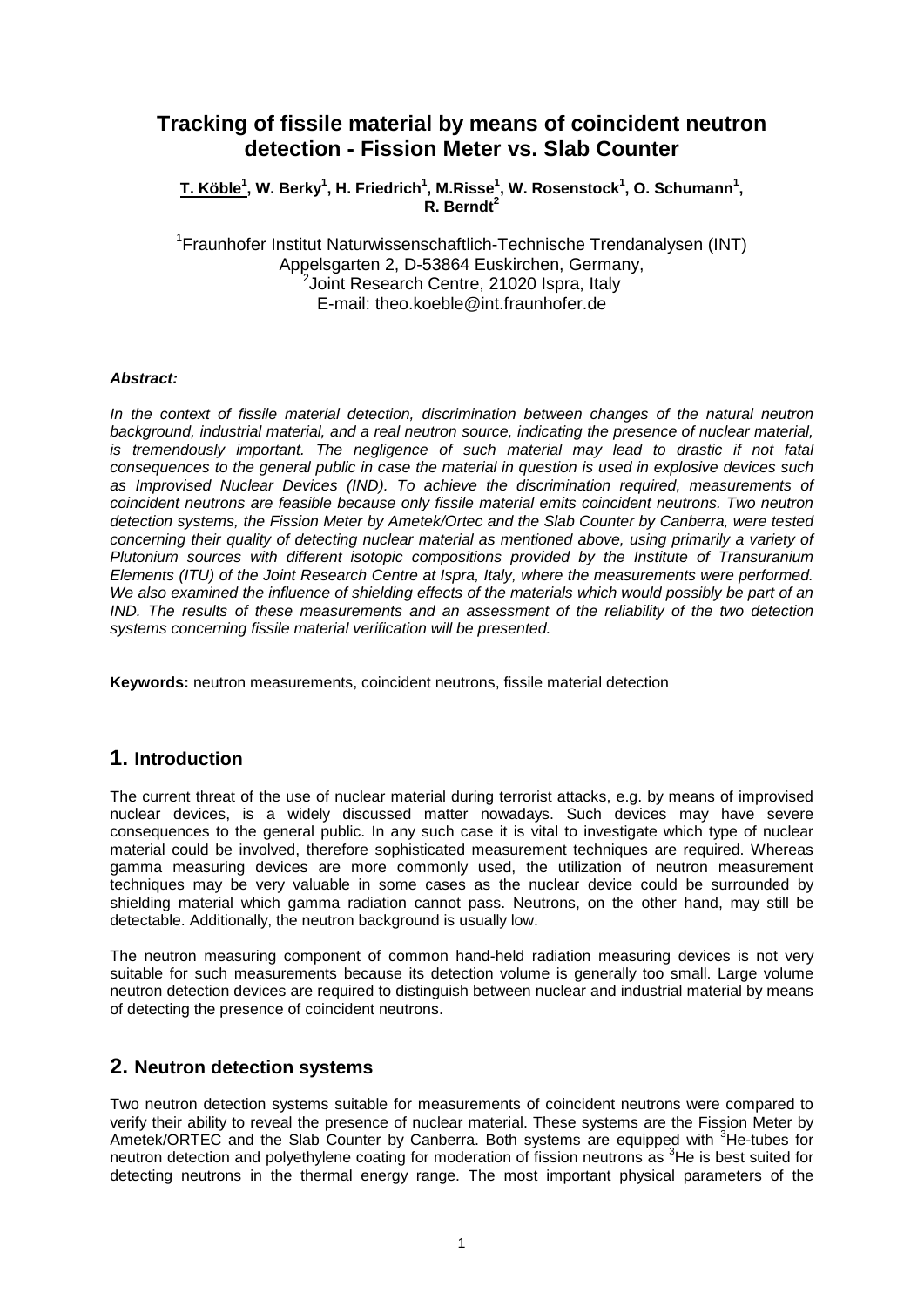# Tracking of fissile material by means of coincident neutron detection - Fission Meter vs. Slab Counter

**T. Köble[1], W. Berky[1], H. Friedrich[1], M.Risse[1], W. Rosenstock[1], O. Schumann[1], R. Berndt[2]**

[1]Fraunhofer Institut Naturwissenschaftlich-Technische Trendanalysen (INT)
Appelsgarten 2, D-53864 Euskirchen, Germany,
[2]Joint Research Centre, 21020 Ispra, Italy
E-mail: theo.koeble@int.fraunhofer.de

***Abstract:***

*In the context of fissile material detection, discrimination between changes of the natural neutron background, industrial material, and a real neutron source, indicating the presence of nuclear material, is tremendously important. The negligence of such material may lead to drastic if not fatal consequences to the general public in case the material in question is used in explosive devices such as Improvised Nuclear Devices (IND). To achieve the discrimination required, measurements of coincident neutrons are feasible because only fissile material emits coincident neutrons. Two neutron detection systems, the Fission Meter by Ametek/Ortec and the Slab Counter by Canberra, were tested concerning their quality of detecting nuclear material as mentioned above, using primarily a variety of Plutonium sources with different isotopic compositions provided by the Institute of Transuranium Elements (ITU) of the Joint Research Centre at Ispra, Italy, where the measurements were performed. We also examined the influence of shielding effects of the materials which would possibly be part of an IND. The results of these measurements and an assessment of the reliability of the two detection systems concerning fissile material verification will be presented.*

**Keywords:** neutron measurements, coincident neutrons, fissile material detection

## 1. Introduction

The current threat of the use of nuclear material during terrorist attacks, e.g. by means of improvised nuclear devices, is a widely discussed matter nowadays. Such devices may have severe consequences to the general public. In any such case it is vital to investigate which type of nuclear material could be involved, therefore sophisticated measurement techniques are required. Whereas gamma measuring devices are more commonly used, the utilization of neutron measurement techniques may be very valuable in some cases as the nuclear device could be surrounded by shielding material which gamma radiation cannot pass. Neutrons, on the other hand, may still be detectable. Additionally, the neutron background is usually low.

The neutron measuring component of common hand-held radiation measuring devices is not very suitable for such measurements because its detection volume is generally too small. Large volume neutron detection devices are required to distinguish between nuclear and industrial material by means of detecting the presence of coincident neutrons.

## 2. Neutron detection systems

Two neutron detection systems suitable for measurements of coincident neutrons were compared to verify their ability to reveal the presence of nuclear material. These systems are the Fission Meter by Ametek/ORTEC and the Slab Counter by Canberra. Both systems are equipped with $^3$He-tubes for neutron detection and polyethylene coating for moderation of fission neutrons as $^3$He is best suited for detecting neutrons in the thermal energy range. The most important physical parameters of the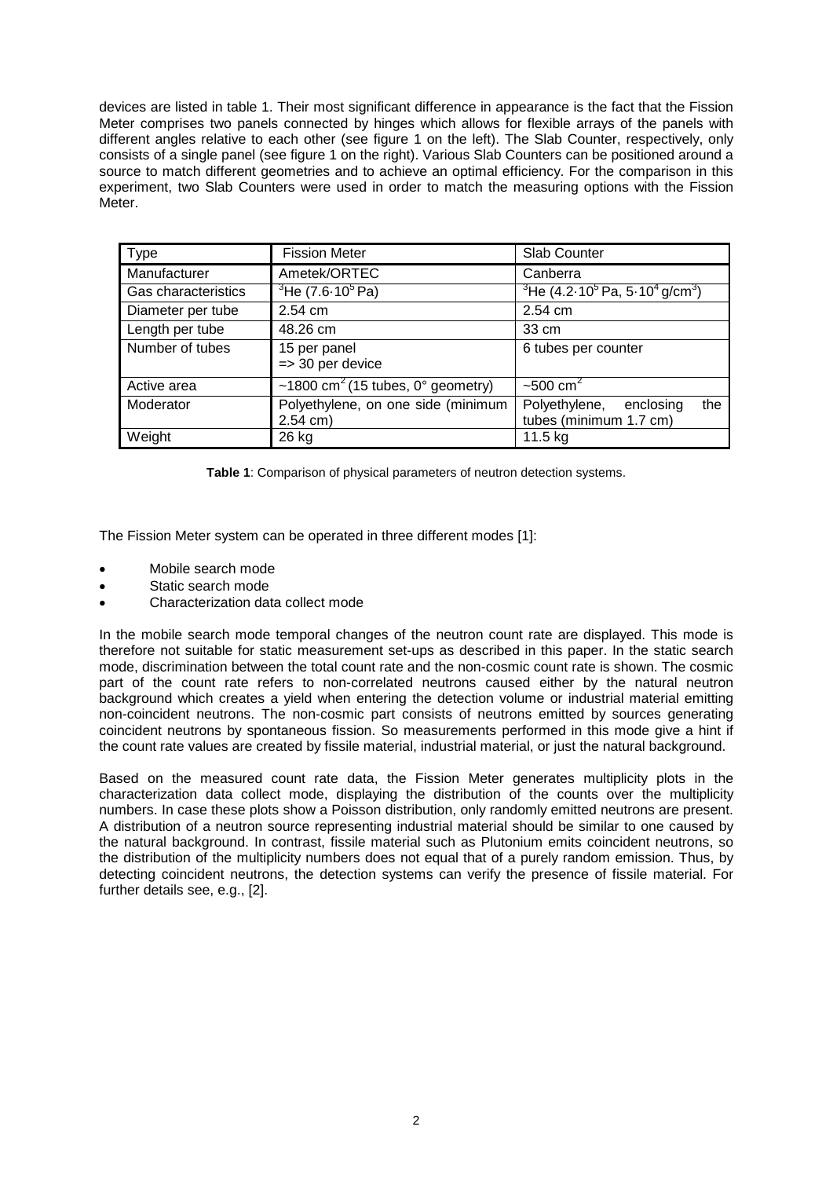devices are listed in table 1. Their most significant difference in appearance is the fact that the Fission Meter comprises two panels connected by hinges which allows for flexible arrays of the panels with different angles relative to each other (see figure 1 on the left). The Slab Counter, respectively, only consists of a single panel (see figure 1 on the right). Various Slab Counters can be positioned around a source to match different geometries and to achieve an optimal efficiency. For the comparison in this experiment, two Slab Counters were used in order to match the measuring options with the Fission Meter.

| Type | Fission Meter | Slab Counter |
|---|---|---|
| Manufacturer | Ametek/ORTEC | Canberra |
| Gas characteristics | $^{3}$He ($7.6 \cdot 10^{5}$ Pa) | $^{3}$He ($4.2 \cdot 10^{5}$ Pa, $5 \cdot 10^{4}$ g/cm$^{3}$) |
| Diameter per tube | 2.54 cm | 2.54 cm |
| Length per tube | 48.26 cm | 33 cm |
| Number of tubes | 15 per panel => 30 per device | 6 tubes per counter |
| Active area | ~1800 cm$^{2}$ (15 tubes, 0° geometry) | ~500 cm$^{2}$ |
| Moderator | Polyethylene, on one side (minimum 2.54 cm) | Polyethylene, enclosing the tubes (minimum 1.7 cm) |
| Weight | 26 kg | 11.5 kg |

**Table 1**: Comparison of physical parameters of neutron detection systems.

The Fission Meter system can be operated in three different modes [1]:

- Mobile search mode
- Static search mode
- Characterization data collect mode

In the mobile search mode temporal changes of the neutron count rate are displayed. This mode is therefore not suitable for static measurement set-ups as described in this paper. In the static search mode, discrimination between the total count rate and the non-cosmic count rate is shown. The cosmic part of the count rate refers to non-correlated neutrons caused either by the natural neutron background which creates a yield when entering the detection volume or industrial material emitting non-coincident neutrons. The non-cosmic part consists of neutrons emitted by sources generating coincident neutrons by spontaneous fission. So measurements performed in this mode give a hint if the count rate values are created by fissile material, industrial material, or just the natural background.

Based on the measured count rate data, the Fission Meter generates multiplicity plots in the characterization data collect mode, displaying the distribution of the counts over the multiplicity numbers. In case these plots show a Poisson distribution, only randomly emitted neutrons are present. A distribution of a neutron source representing industrial material should be similar to one caused by the natural background. In contrast, fissile material such as Plutonium emits coincident neutrons, so the distribution of the multiplicity numbers does not equal that of a purely random emission. Thus, by detecting coincident neutrons, the detection systems can verify the presence of fissile material. For further details see, e.g., [2].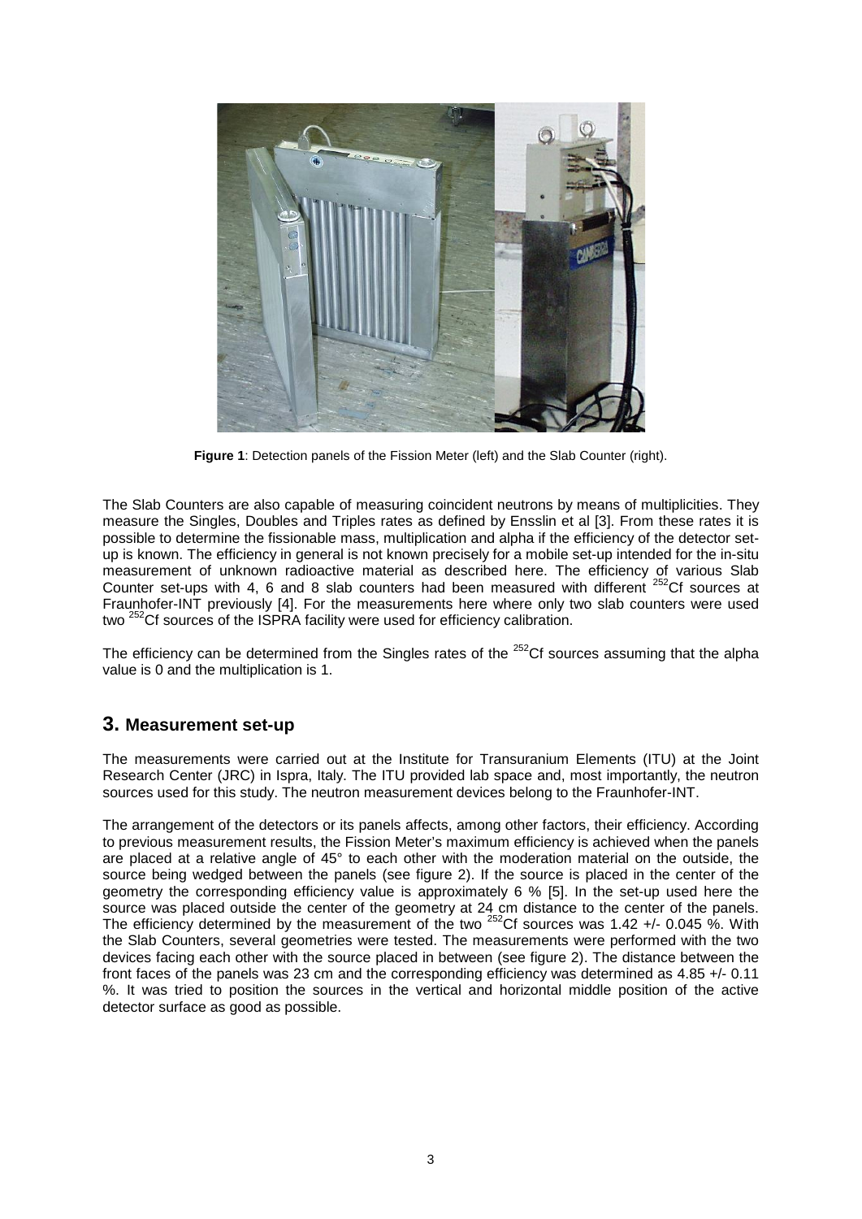**Figure 1**: Detection panels of the Fission Meter (left) and the Slab Counter (right).

The Slab Counters are also capable of measuring coincident neutrons by means of multiplicities. They measure the Singles, Doubles and Triples rates as defined by Ensslin et al [3]. From these rates it is possible to determine the fissionable mass, multiplication and alpha if the efficiency of the detector set-up is known. The efficiency in general is not known precisely for a mobile set-up intended for the in-situ measurement of unknown radioactive material as described here. The efficiency of various Slab Counter set-ups with 4, 6 and 8 slab counters had been measured with different $^{252}$Cf sources at Fraunhofer-INT previously [4]. For the measurements here where only two slab counters were used two $^{252}$Cf sources of the ISPRA facility were used for efficiency calibration.

The efficiency can be determined from the Singles rates of the $^{252}$Cf sources assuming that the alpha value is 0 and the multiplication is 1.

## 3. Measurement set-up

The measurements were carried out at the Institute for Transuranium Elements (ITU) at the Joint Research Center (JRC) in Ispra, Italy. The ITU provided lab space and, most importantly, the neutron sources used for this study. The neutron measurement devices belong to the Fraunhofer-INT.

The arrangement of the detectors or its panels affects, among other factors, their efficiency. According to previous measurement results, the Fission Meter's maximum efficiency is achieved when the panels are placed at a relative angle of 45° to each other with the moderation material on the outside, the source being wedged between the panels (see figure 2). If the source is placed in the center of the geometry the corresponding efficiency value is approximately 6 % [5]. In the set-up used here the source was placed outside the center of the geometry at 24 cm distance to the center of the panels. The efficiency determined by the measurement of the two $^{252}$Cf sources was 1.42 +/- 0.045 %. With the Slab Counters, several geometries were tested. The measurements were performed with the two devices facing each other with the source placed in between (see figure 2). The distance between the front faces of the panels was 23 cm and the corresponding efficiency was determined as 4.85 +/- 0.11 %. It was tried to position the sources in the vertical and horizontal middle position of the active detector surface as good as possible.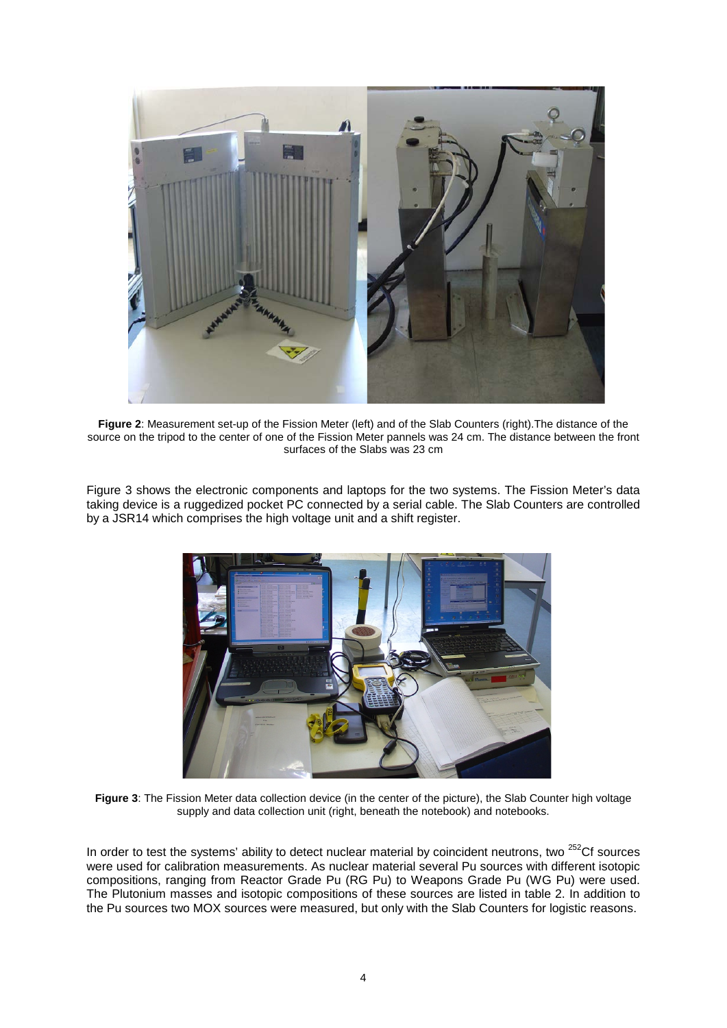**Figure 2**: Measurement set-up of the Fission Meter (left) and of the Slab Counters (right).The distance of the source on the tripod to the center of one of the Fission Meter pannels was 24 cm. The distance between the front surfaces of the Slabs was 23 cm

Figure 3 shows the electronic components and laptops for the two systems. The Fission Meter's data taking device is a ruggedized pocket PC connected by a serial cable. The Slab Counters are controlled by a JSR14 which comprises the high voltage unit and a shift register.

**Figure 3**: The Fission Meter data collection device (in the center of the picture), the Slab Counter high voltage supply and data collection unit (right, beneath the notebook) and notebooks.

In order to test the systems' ability to detect nuclear material by coincident neutrons, two $^{252}$Cf sources were used for calibration measurements. As nuclear material several Pu sources with different isotopic compositions, ranging from Reactor Grade Pu (RG Pu) to Weapons Grade Pu (WG Pu) were used. The Plutonium masses and isotopic compositions of these sources are listed in table 2. In addition to the Pu sources two MOX sources were measured, but only with the Slab Counters for logistic reasons.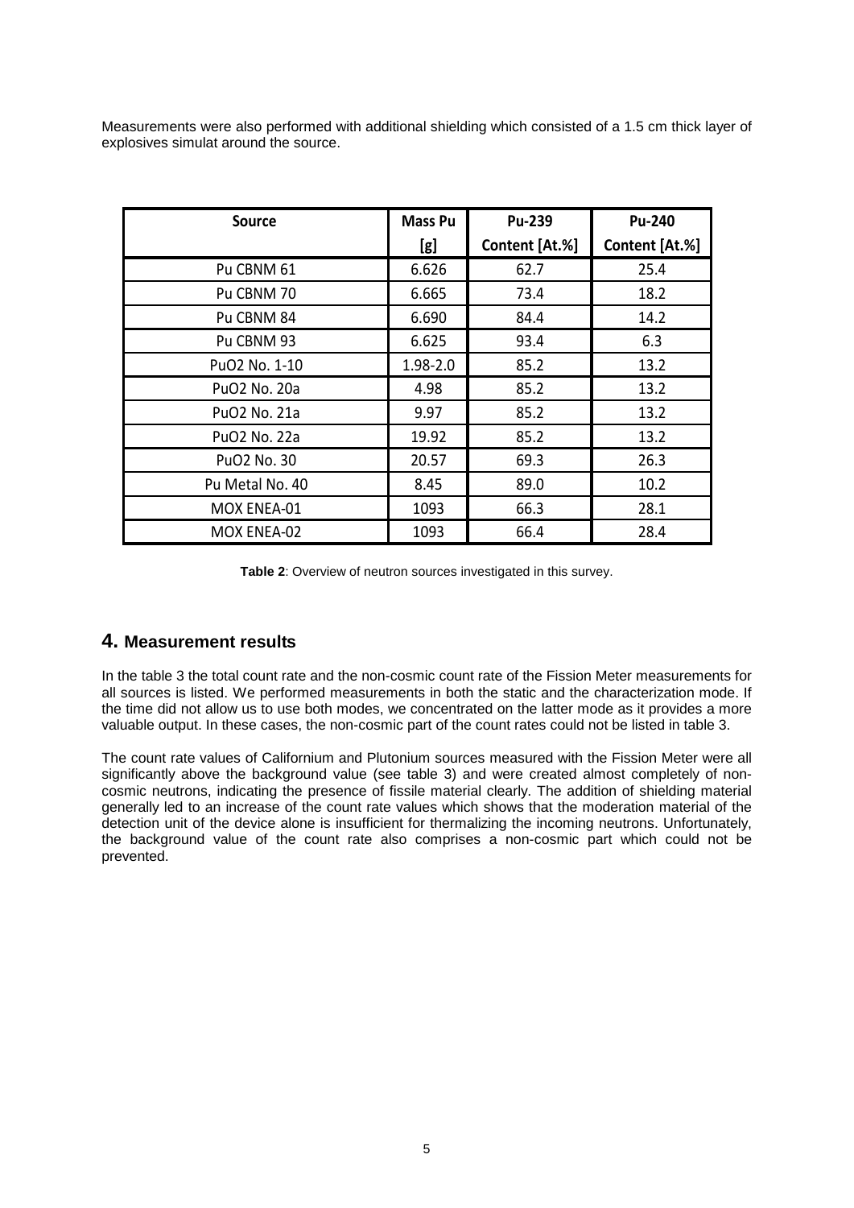Measurements were also performed with additional shielding which consisted of a 1.5 cm thick layer of explosives simulat around the source.

| Source | Mass Pu [g] | Pu-239 Content [At.%] | Pu-240 Content [At.%] |
|---|---|---|---|
| Pu CBNM 61 | 6.626 | 62.7 | 25.4 |
| Pu CBNM 70 | 6.665 | 73.4 | 18.2 |
| Pu CBNM 84 | 6.690 | 84.4 | 14.2 |
| Pu CBNM 93 | 6.625 | 93.4 | 6.3 |
| $PuO_2$ No. 1-10 | 1.98-2.0 | 85.2 | 13.2 |
| $PuO_2$ No. 20a | 4.98 | 85.2 | 13.2 |
| $PuO_2$ No. 21a | 9.97 | 85.2 | 13.2 |
| $PuO_2$ No. 22a | 19.92 | 85.2 | 13.2 |
| $PuO_2$ No. 30 | 20.57 | 69.3 | 26.3 |
| Pu Metal No. 40 | 8.45 | 89.0 | 10.2 |
| MOX ENEA-01 | 1093 | 66.3 | 28.1 |
| MOX ENEA-02 | 1093 | 66.4 | 28.4 |

**Table 2**: Overview of neutron sources investigated in this survey.

## 4. Measurement results

In the table 3 the total count rate and the non-cosmic count rate of the Fission Meter measurements for all sources is listed. We performed measurements in both the static and the characterization mode. If the time did not allow us to use both modes, we concentrated on the latter mode as it provides a more valuable output. In these cases, the non-cosmic part of the count rates could not be listed in table 3.

The count rate values of Californium and Plutonium sources measured with the Fission Meter were all significantly above the background value (see table 3) and were created almost completely of non-cosmic neutrons, indicating the presence of fissile material clearly. The addition of shielding material generally led to an increase of the count rate values which shows that the moderation material of the detection unit of the device alone is insufficient for thermalizing the incoming neutrons. Unfortunately, the background value of the count rate also comprises a non-cosmic part which could not be prevented.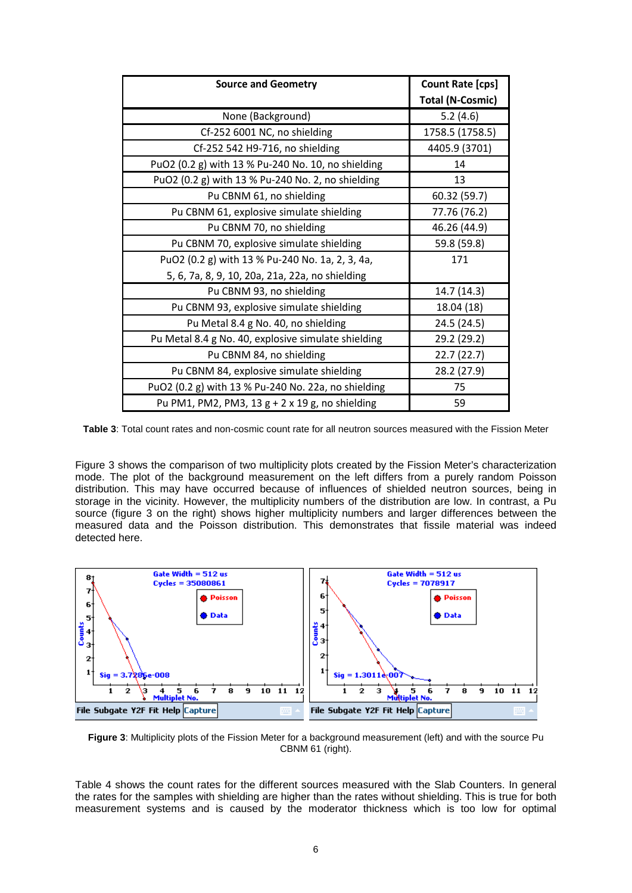| Source and Geometry | Count Rate [cps] Total (N-Cosmic) |
|---|---|
| None (Background) | 5.2 (4.6) |
| Cf-252 6001 NC, no shielding | 1758.5 (1758.5) |
| Cf-252 542 H9-716, no shielding | 4405.9 (3701) |
| PuO2 (0.2 g) with 13 % Pu-240 No. 10, no shielding | 14 |
| PuO2 (0.2 g) with 13 % Pu-240 No. 2, no shielding | 13 |
| Pu CBNM 61, no shielding | 60.32 (59.7) |
| Pu CBNM 61, explosive simulate shielding | 77.76 (76.2) |
| Pu CBNM 70, no shielding | 46.26 (44.9) |
| Pu CBNM 70, explosive simulate shielding | 59.8 (59.8) |
| PuO2 (0.2 g) with 13 % Pu-240 No. 1a, 2, 3, 4a, 5, 6, 7a, 8, 9, 10, 20a, 21a, 22a, no shielding | 171 |
| Pu CBNM 93, no shielding | 14.7 (14.3) |
| Pu CBNM 93, explosive simulate shielding | 18.04 (18) |
| Pu Metal 8.4 g No. 40, no shielding | 24.5 (24.5) |
| Pu Metal 8.4 g No. 40, explosive simulate shielding | 29.2 (29.2) |
| Pu CBNM 84, no shielding | 22.7 (22.7) |
| Pu CBNM 84, explosive simulate shielding | 28.2 (27.9) |
| PuO2 (0.2 g) with 13 % Pu-240 No. 22a, no shielding | 75 |
| Pu PM1, PM2, PM3, 13 g + 2 x 19 g, no shielding | 59 |

**Table 3**: Total count rates and non-cosmic count rate for all neutron sources measured with the Fission Meter

Figure 3 shows the comparison of two multiplicity plots created by the Fission Meter's characterization mode. The plot of the background measurement on the left differs from a purely random Poisson distribution. This may have occurred because of influences of shielded neutron sources, being in storage in the vicinity. However, the multiplicity numbers of the distribution are low. In contrast, a Pu source (figure 3 on the right) shows higher multiplicity numbers and larger differences between the measured data and the Poisson distribution. This demonstrates that fissile material was indeed detected here.

**Figure 3**: Multiplicity plots of the Fission Meter for a background measurement (left) and with the source Pu CBNM 61 (right).

Table 4 shows the count rates for the different sources measured with the Slab Counters. In general the rates for the samples with shielding are higher than the rates without shielding. This is true for both measurement systems and is caused by the moderator thickness which is too low for optimal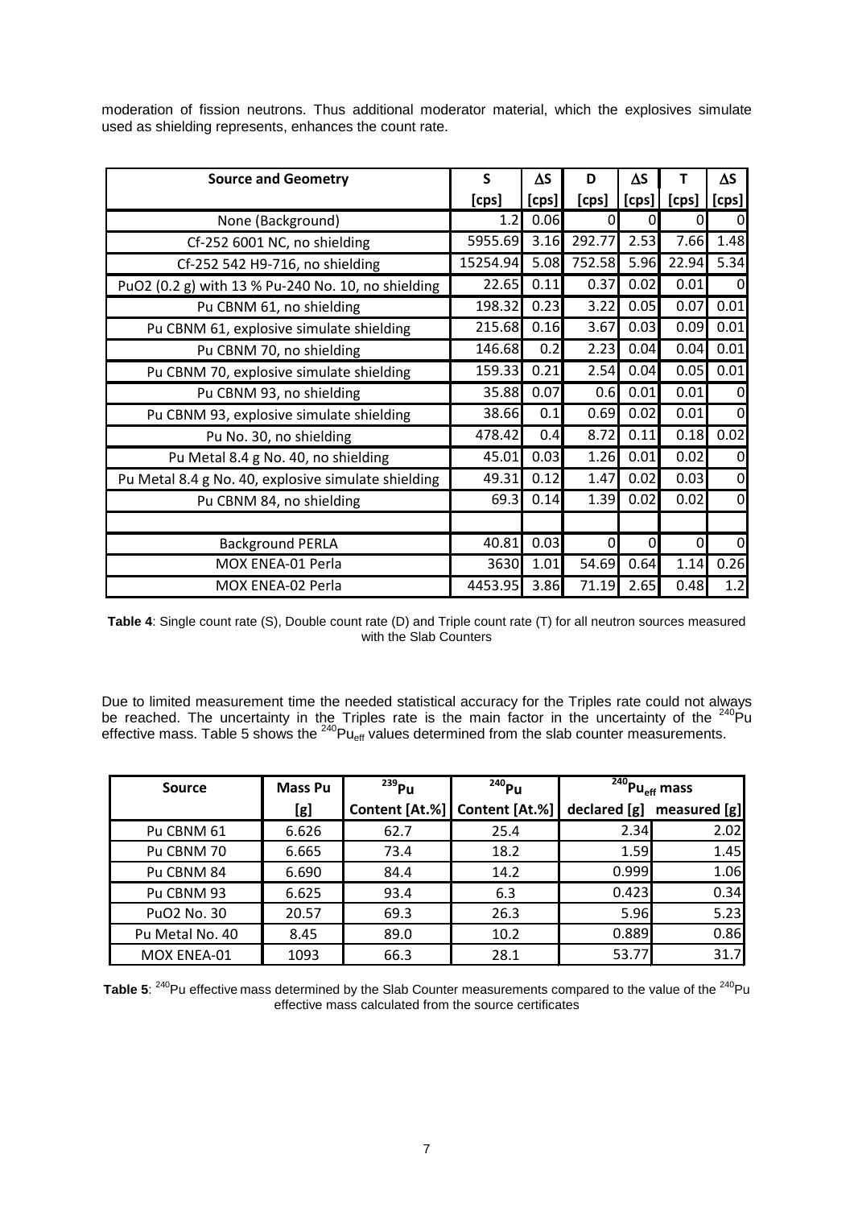moderation of fission neutrons. Thus additional moderator material, which the explosives simulate used as shielding represents, enhances the count rate.

| Source and Geometry | S [cps] | ΔS [cps] | D [cps] | ΔS [cps] | T [cps] | ΔS [cps] |
|---|---|---|---|---|---|---|
| None (Background) | 1.2 | 0.06 | 0 | 0 | 0 | 0 |
| Cf-252 6001 NC, no shielding | 5955.69 | 3.16 | 292.77 | 2.53 | 7.66 | 1.48 |
| Cf-252 542 H9-716, no shielding | 15254.94 | 5.08 | 752.58 | 5.96 | 22.94 | 5.34 |
| PuO2 (0.2 g) with 13 % Pu-240 No. 10, no shielding | 22.65 | 0.11 | 0.37 | 0.02 | 0.01 | 0 |
| Pu CBNM 61, no shielding | 198.32 | 0.23 | 3.22 | 0.05 | 0.07 | 0.01 |
| Pu CBNM 61, explosive simulate shielding | 215.68 | 0.16 | 3.67 | 0.03 | 0.09 | 0.01 |
| Pu CBNM 70, no shielding | 146.68 | 0.2 | 2.23 | 0.04 | 0.04 | 0.01 |
| Pu CBNM 70, explosive simulate shielding | 159.33 | 0.21 | 2.54 | 0.04 | 0.05 | 0.01 |
| Pu CBNM 93, no shielding | 35.88 | 0.07 | 0.6 | 0.01 | 0.01 | 0 |
| Pu CBNM 93, explosive simulate shielding | 38.66 | 0.1 | 0.69 | 0.02 | 0.01 | 0 |
| Pu No. 30, no shielding | 478.42 | 0.4 | 8.72 | 0.11 | 0.18 | 0.02 |
| Pu Metal 8.4 g No. 40, no shielding | 45.01 | 0.03 | 1.26 | 0.01 | 0.02 | 0 |
| Pu Metal 8.4 g No. 40, explosive simulate shielding | 49.31 | 0.12 | 1.47 | 0.02 | 0.03 | 0 |
| Pu CBNM 84, no shielding | 69.3 | 0.14 | 1.39 | 0.02 | 0.02 | 0 |
| | | | | | | |
| Background PERLA | 40.81 | 0.03 | 0 | 0 | 0 | 0 |
| MOX ENEA-01 Perla | 3630 | 1.01 | 54.69 | 0.64 | 1.14 | 0.26 |
| MOX ENEA-02 Perla | 4453.95 | 3.86 | 71.19 | 2.65 | 0.48 | 1.2 |

**Table 4**: Single count rate (S), Double count rate (D) and Triple count rate (T) for all neutron sources measured with the Slab Counters

Due to limited measurement time the needed statistical accuracy for the Triples rate could not always be reached. The uncertainty in the Triples rate is the main factor in the uncertainty of the $^{240}$Pu effective mass. Table 5 shows the $^{240}Pu_{eff}$ values determined from the slab counter measurements.

| Source | Mass Pu [g] | $^{239}$Pu Content [At.%] | $^{240}$Pu Content [At.%] | $^{240}Pu_{eff}$ mass declared [g] | measured [g] |
|---|---|---|---|---|---|
| Pu CBNM 61 | 6.626 | 62.7 | 25.4 | 2.34 | 2.02 |
| Pu CBNM 70 | 6.665 | 73.4 | 18.2 | 1.59 | 1.45 |
| Pu CBNM 84 | 6.690 | 84.4 | 14.2 | 0.999 | 1.06 |
| Pu CBNM 93 | 6.625 | 93.4 | 6.3 | 0.423 | 0.34 |
| PuO2 No. 30 | 20.57 | 69.3 | 26.3 | 5.96 | 5.23 |
| Pu Metal No. 40 | 8.45 | 89.0 | 10.2 | 0.889 | 0.86 |
| MOX ENEA-01 | 1093 | 66.3 | 28.1 | 53.77 | 31.7 |

**Table 5**: $^{240}$Pu effective mass determined by the Slab Counter measurements compared to the value of the $^{240}$Pu effective mass calculated from the source certificates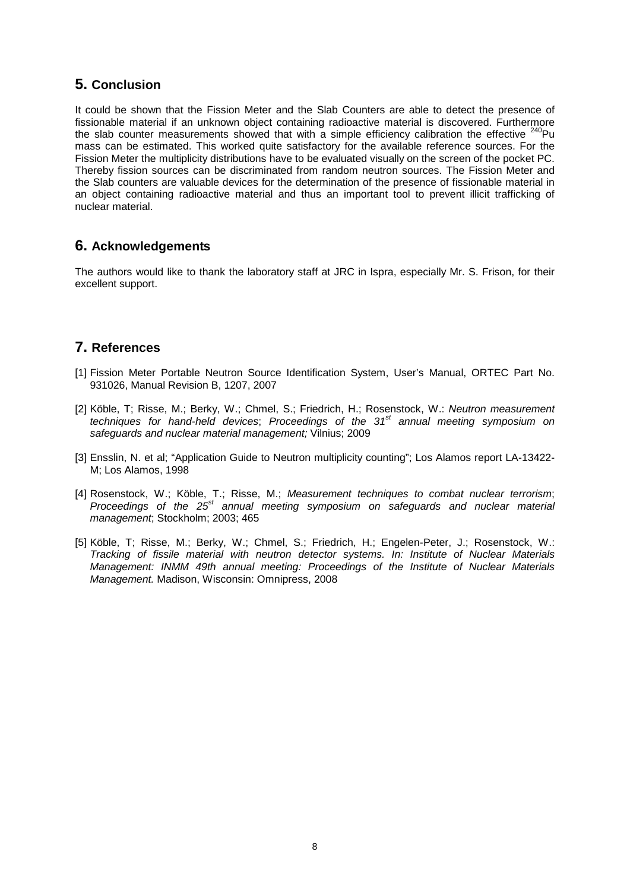## 5. Conclusion

It could be shown that the Fission Meter and the Slab Counters are able to detect the presence of fissionable material if an unknown object containing radioactive material is discovered. Furthermore the slab counter measurements showed that with a simple efficiency calibration the effective $^{240}$Pu mass can be estimated. This worked quite satisfactory for the available reference sources. For the Fission Meter the multiplicity distributions have to be evaluated visually on the screen of the pocket PC. Thereby fission sources can be discriminated from random neutron sources. The Fission Meter and the Slab counters are valuable devices for the determination of the presence of fissionable material in an object containing radioactive material and thus an important tool to prevent illicit trafficking of nuclear material.

## 6. Acknowledgements

The authors would like to thank the laboratory staff at JRC in Ispra, especially Mr. S. Frison, for their excellent support.

## 7. References

[1] Fission Meter Portable Neutron Source Identification System, User's Manual, ORTEC Part No. 931026, Manual Revision B, 1207, 2007

[2] Köble, T; Risse, M.; Berky, W.; Chmel, S.; Friedrich, H.; Rosenstock, W.: *Neutron measurement techniques for hand-held devices*; *Proceedings of the 31st annual meeting symposium on safeguards and nuclear material management;* Vilnius; 2009

[3] Ensslin, N. et al; "Application Guide to Neutron multiplicity counting"; Los Alamos report LA-13422-M; Los Alamos, 1998

[4] Rosenstock, W.; Köble, T.; Risse, M.; *Measurement techniques to combat nuclear terrorism*; *Proceedings of the 25st annual meeting symposium on safeguards and nuclear material management*; Stockholm; 2003; 465

[5] Köble, T; Risse, M.; Berky, W.; Chmel, S.; Friedrich, H.; Engelen-Peter, J.; Rosenstock, W.: *Tracking of fissile material with neutron detector systems. In: Institute of Nuclear Materials Management: INMM 49th annual meeting: Proceedings of the Institute of Nuclear Materials Management.* Madison, Wisconsin: Omnipress, 2008